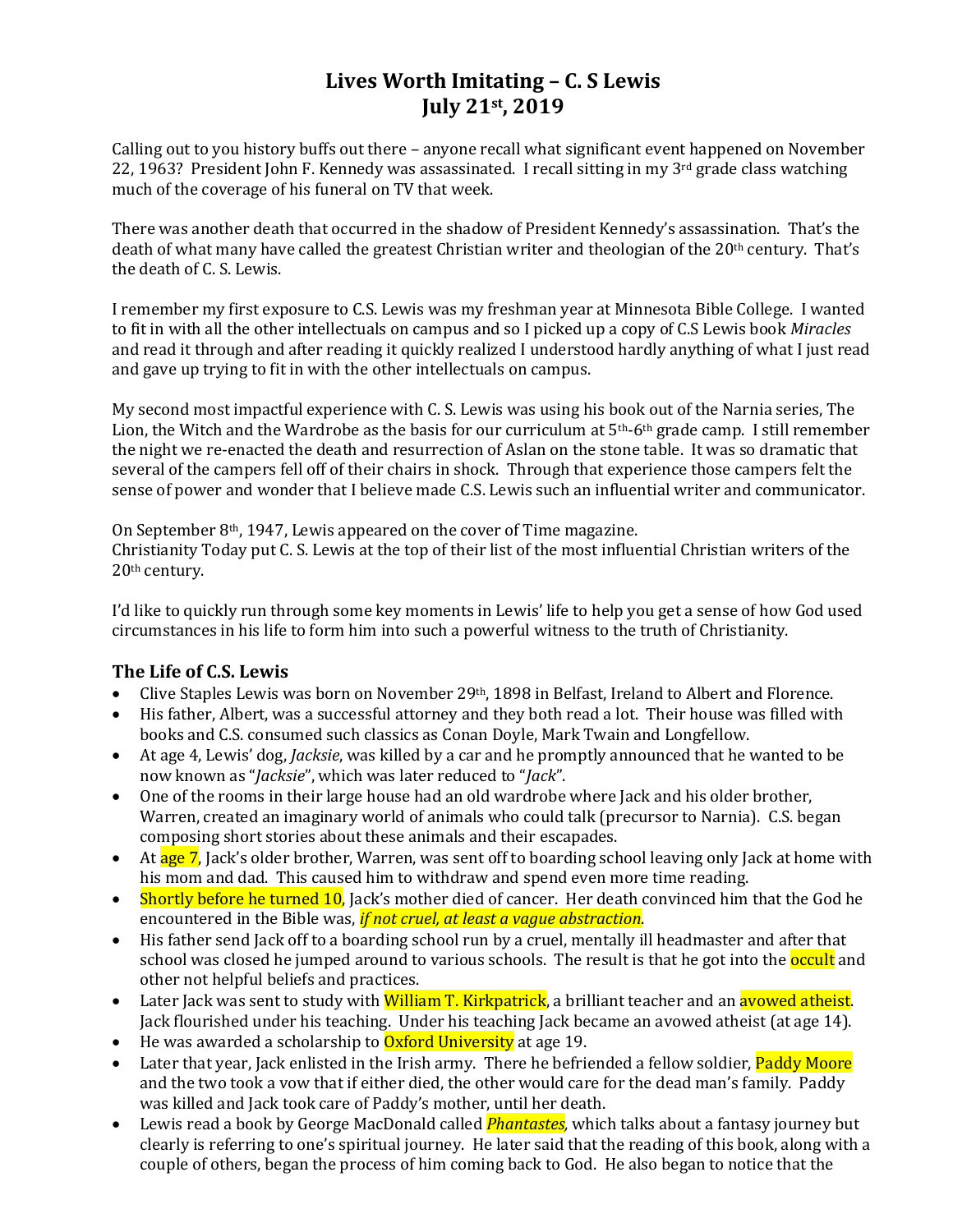# Lives Worth Imitating – C. S Lewis
# July 21st, 2019

Calling out to you history buffs out there – anyone recall what significant event happened on November 22, 1963? President John F. Kennedy was assassinated. I recall sitting in my 3rd grade class watching much of the coverage of his funeral on TV that week.

There was another death that occurred in the shadow of President Kennedy's assassination. That's the death of what many have called the greatest Christian writer and theologian of the 20th century. That's the death of C. S. Lewis.

I remember my first exposure to C.S. Lewis was my freshman year at Minnesota Bible College. I wanted to fit in with all the other intellectuals on campus and so I picked up a copy of C.S Lewis book *Miracles* and read it through and after reading it quickly realized I understood hardly anything of what I just read and gave up trying to fit in with the other intellectuals on campus.

My second most impactful experience with C. S. Lewis was using his book out of the Narnia series, The Lion, the Witch and the Wardrobe as the basis for our curriculum at 5th-6th grade camp. I still remember the night we re-enacted the death and resurrection of Aslan on the stone table. It was so dramatic that several of the campers fell off of their chairs in shock. Through that experience those campers felt the sense of power and wonder that I believe made C.S. Lewis such an influential writer and communicator.

On September 8th, 1947, Lewis appeared on the cover of Time magazine.
Christianity Today put C. S. Lewis at the top of their list of the most influential Christian writers of the 20th century.

I'd like to quickly run through some key moments in Lewis' life to help you get a sense of how God used circumstances in his life to form him into such a powerful witness to the truth of Christianity.

## The Life of C.S. Lewis

- Clive Staples Lewis was born on November 29th, 1898 in Belfast, Ireland to Albert and Florence.
- His father, Albert, was a successful attorney and they both read a lot. Their house was filled with books and C.S. consumed such classics as Conan Doyle, Mark Twain and Longfellow.
- At age 4, Lewis' dog, *Jacksie*, was killed by a car and he promptly announced that he wanted to be now known as "*Jacksie*", which was later reduced to "*Jack*".
- One of the rooms in their large house had an old wardrobe where Jack and his older brother, Warren, created an imaginary world of animals who could talk (precursor to Narnia). C.S. began composing short stories about these animals and their escapades.
- At age 7, Jack's older brother, Warren, was sent off to boarding school leaving only Jack at home with his mom and dad. This caused him to withdraw and spend even more time reading.
- Shortly before he turned 10, Jack's mother died of cancer. Her death convinced him that the God he encountered in the Bible was, ***if not cruel, at least a vague abstraction***.
- His father send Jack off to a boarding school run by a cruel, mentally ill headmaster and after that school was closed he jumped around to various schools. The result is that he got into the occult and other not helpful beliefs and practices.
- Later Jack was sent to study with William T. Kirkpatrick, a brilliant teacher and an avowed atheist. Jack flourished under his teaching. Under his teaching Jack became an avowed atheist (at age 14).
- He was awarded a scholarship to Oxford University at age 19.
- Later that year, Jack enlisted in the Irish army. There he befriended a fellow soldier, Paddy Moore and the two took a vow that if either died, the other would care for the dead man's family. Paddy was killed and Jack took care of Paddy's mother, until her death.
- Lewis read a book by George MacDonald called ***Phantastes,*** which talks about a fantasy journey but clearly is referring to one's spiritual journey. He later said that the reading of this book, along with a couple of others, began the process of him coming back to God. He also began to notice that the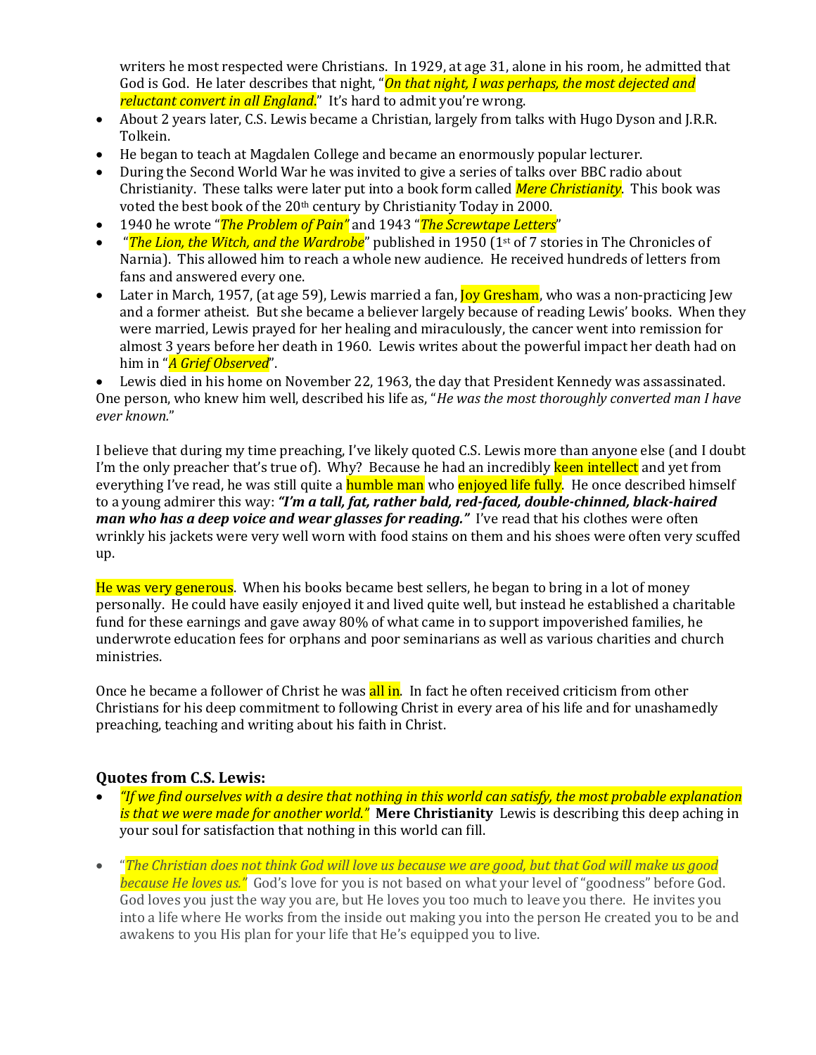writers he most respected were Christians. In 1929, at age 31, alone in his room, he admitted that God is God. He later describes that night, "*On that night, I was perhaps, the most dejected and reluctant convert in all England.*" It's hard to admit you're wrong.

- About 2 years later, C.S. Lewis became a Christian, largely from talks with Hugo Dyson and J.R.R. Tolkein.
- He began to teach at Magdalen College and became an enormously popular lecturer.
- During the Second World War he was invited to give a series of talks over BBC radio about Christianity. These talks were later put into a book form called *Mere Christianity*. This book was voted the best book of the 20th century by Christianity Today in 2000.
- 1940 he wrote "*The Problem of Pain"* and 1943 "*The Screwtape Letters*"
- "*The Lion, the Witch, and the Wardrobe*" published in 1950 (1st of 7 stories in The Chronicles of Narnia). This allowed him to reach a whole new audience. He received hundreds of letters from fans and answered every one.
- Later in March, 1957, (at age 59), Lewis married a fan, Joy Gresham, who was a non-practicing Jew and a former atheist. But she became a believer largely because of reading Lewis' books. When they were married, Lewis prayed for her healing and miraculously, the cancer went into remission for almost 3 years before her death in 1960. Lewis writes about the powerful impact her death had on him in "*A Grief Observed*".
- Lewis died in his home on November 22, 1963, the day that President Kennedy was assassinated.

One person, who knew him well, described his life as, "*He was the most thoroughly converted man I have ever known.*"

I believe that during my time preaching, I've likely quoted C.S. Lewis more than anyone else (and I doubt I'm the only preacher that's true of). Why? Because he had an incredibly keen intellect and yet from everything I've read, he was still quite a humble man who enjoyed life fully. He once described himself to a young admirer this way: ***"I'm a tall, fat, rather bald, red-faced, double-chinned, black-haired man who has a deep voice and wear glasses for reading."*** I've read that his clothes were often wrinkly his jackets were very well worn with food stains on them and his shoes were often very scuffed up.

He was very generous. When his books became best sellers, he began to bring in a lot of money personally. He could have easily enjoyed it and lived quite well, but instead he established a charitable fund for these earnings and gave away 80% of what came in to support impoverished families, he underwrote education fees for orphans and poor seminarians as well as various charities and church ministries.

Once he became a follower of Christ he was all in. In fact he often received criticism from other Christians for his deep commitment to following Christ in every area of his life and for unashamedly preaching, teaching and writing about his faith in Christ.

### Quotes from C.S. Lewis:

- *"If we find ourselves with a desire that nothing in this world can satisfy, the most probable explanation is that we were made for another world."* **Mere Christianity** Lewis is describing this deep aching in your soul for satisfaction that nothing in this world can fill.

- "*The Christian does not think God will love us because we are good, but that God will make us good because He loves us."* God's love for you is not based on what your level of "goodness" before God. God loves you just the way you are, but He loves you too much to leave you there. He invites you into a life where He works from the inside out making you into the person He created you to be and awakens to you His plan for your life that He's equipped you to live.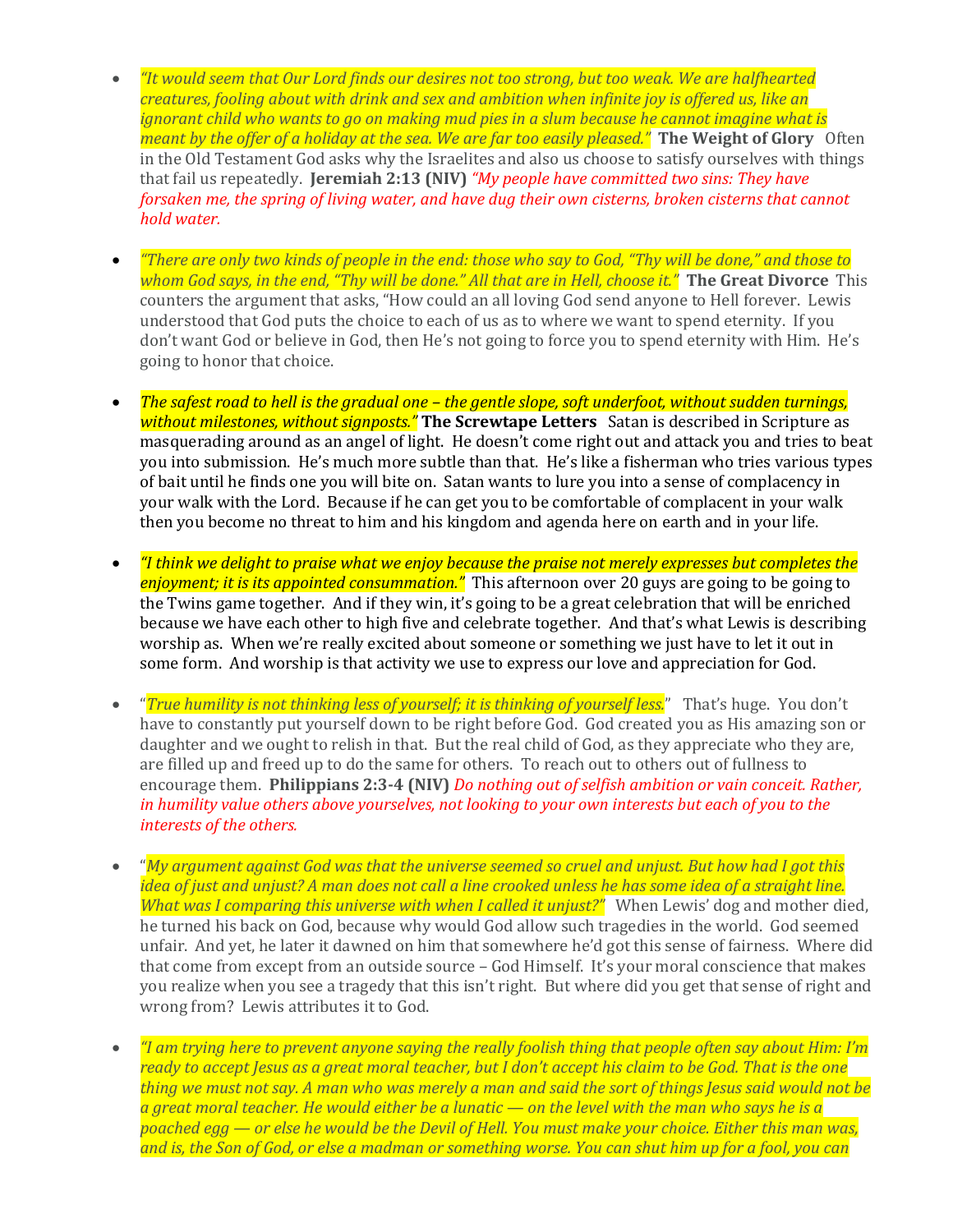- *"It would seem that Our Lord finds our desires not too strong, but too weak. We are halfhearted creatures, fooling about with drink and sex and ambition when infinite joy is offered us, like an ignorant child who wants to go on making mud pies in a slum because he cannot imagine what is meant by the offer of a holiday at the sea. We are far too easily pleased."* **The Weight of Glory** Often in the Old Testament God asks why the Israelites and also us choose to satisfy ourselves with things that fail us repeatedly. **Jeremiah 2:13 (NIV)** *"My people have committed two sins: They have forsaken me, the spring of living water, and have dug their own cisterns, broken cisterns that cannot hold water.*

- *"There are only two kinds of people in the end: those who say to God, "Thy will be done," and those to whom God says, in the end, "Thy will be done." All that are in Hell, choose it."* **The Great Divorce** This counters the argument that asks, "How could an all loving God send anyone to Hell forever. Lewis understood that God puts the choice to each of us as to where we want to spend eternity. If you don't want God or believe in God, then He's not going to force you to spend eternity with Him. He's going to honor that choice.

- *The safest road to hell is the gradual one – the gentle slope, soft underfoot, without sudden turnings, without milestones, without signposts."* **The Screwtape Letters** Satan is described in Scripture as masquerading around as an angel of light. He doesn't come right out and attack you and tries to beat you into submission. He's much more subtle than that. He's like a fisherman who tries various types of bait until he finds one you will bite on. Satan wants to lure you into a sense of complacency in your walk with the Lord. Because if he can get you to be comfortable of complacent in your walk then you become no threat to him and his kingdom and agenda here on earth and in your life.

- *"I think we delight to praise what we enjoy because the praise not merely expresses but completes the enjoyment; it is its appointed consummation."* This afternoon over 20 guys are going to be going to the Twins game together. And if they win, it's going to be a great celebration that will be enriched because we have each other to high five and celebrate together. And that's what Lewis is describing worship as. When we're really excited about someone or something we just have to let it out in some form. And worship is that activity we use to express our love and appreciation for God.

- "*True humility is not thinking less of yourself; it is thinking of yourself less.*" That's huge. You don't have to constantly put yourself down to be right before God. God created you as His amazing son or daughter and we ought to relish in that. But the real child of God, as they appreciate who they are, are filled up and freed up to do the same for others. To reach out to others out of fullness to encourage them. **Philippians 2:3-4 (NIV)** *Do nothing out of selfish ambition or vain conceit. Rather, in humility value others above yourselves, not looking to your own interests but each of you to the interests of the others.*

- "*My argument against God was that the universe seemed so cruel and unjust. But how had I got this idea of just and unjust? A man does not call a line crooked unless he has some idea of a straight line. What was I comparing this universe with when I called it unjust?"* When Lewis' dog and mother died, he turned his back on God, because why would God allow such tragedies in the world. God seemed unfair. And yet, he later it dawned on him that somewhere he'd got this sense of fairness. Where did that come from except from an outside source – God Himself. It's your moral conscience that makes you realize when you see a tragedy that this isn't right. But where did you get that sense of right and wrong from? Lewis attributes it to God.

- *"I am trying here to prevent anyone saying the really foolish thing that people often say about Him: I'm ready to accept Jesus as a great moral teacher, but I don't accept his claim to be God. That is the one thing we must not say. A man who was merely a man and said the sort of things Jesus said would not be a great moral teacher. He would either be a lunatic — on the level with the man who says he is a poached egg — or else he would be the Devil of Hell. You must make your choice. Either this man was, and is, the Son of God, or else a madman or something worse. You can shut him up for a fool, you can*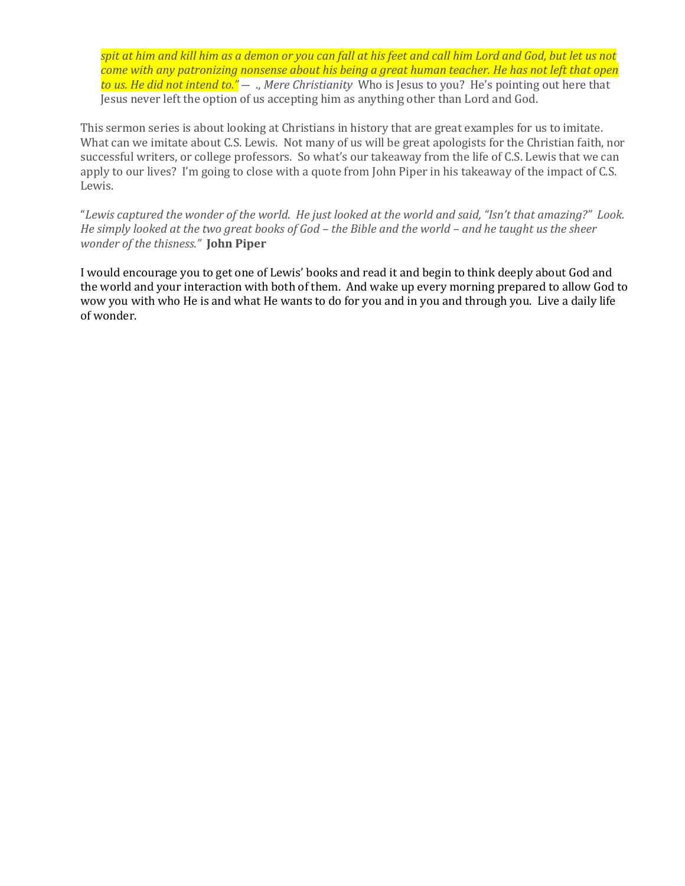*spit at him and kill him as a demon or you can fall at his feet and call him Lord and God, but let us not come with any patronizing nonsense about his being a great human teacher. He has not left that open to us. He did not intend to."* — ., *Mere Christianity* Who is Jesus to you? He's pointing out here that Jesus never left the option of us accepting him as anything other than Lord and God.

This sermon series is about looking at Christians in history that are great examples for us to imitate. What can we imitate about C.S. Lewis. Not many of us will be great apologists for the Christian faith, nor successful writers, or college professors. So what's our takeaway from the life of C.S. Lewis that we can apply to our lives? I'm going to close with a quote from John Piper in his takeaway of the impact of C.S. Lewis.

"*Lewis captured the wonder of the world. He just looked at the world and said, "Isn't that amazing?" Look. He simply looked at the two great books of God – the Bible and the world – and he taught us the sheer wonder of the thisness."* **John Piper**

I would encourage you to get one of Lewis' books and read it and begin to think deeply about God and the world and your interaction with both of them. And wake up every morning prepared to allow God to wow you with who He is and what He wants to do for you and in you and through you. Live a daily life of wonder.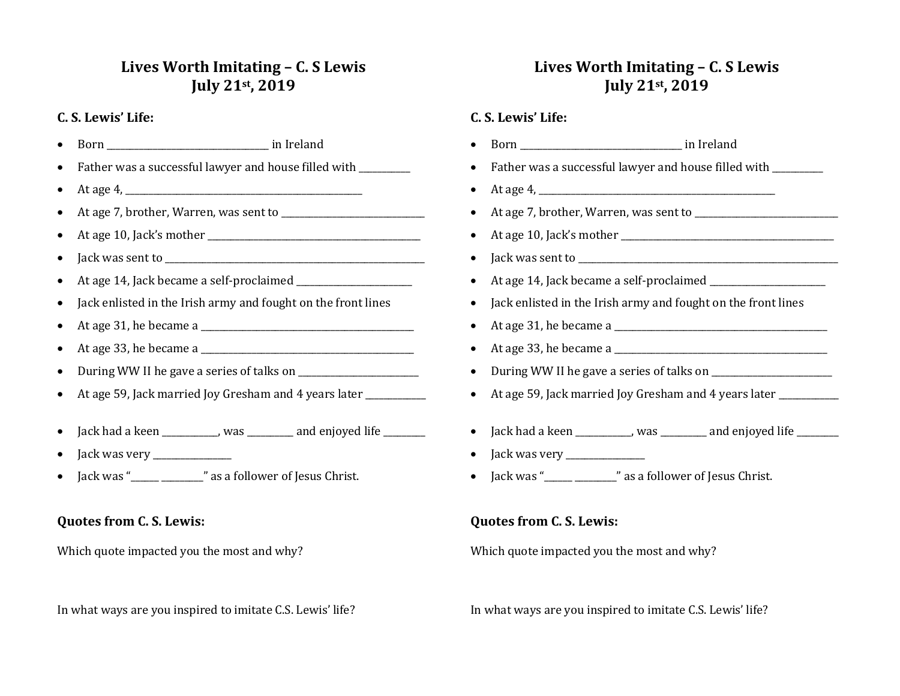# Lives Worth Imitating – C. S Lewis
# July 21st, 2019

**C. S. Lewis' Life:**

- Born _________________________________ in Ireland
- Father was a successful lawyer and house filled with __________
- At age 4, ________________________________________________
- At age 7, brother, Warren, was sent to ____________________________
- At age 10, Jack's mother ___________________________________________
- Jack was sent to _____________________________________________________
- At age 14, Jack became a self-proclaimed _______________________
- Jack enlisted in the Irish army and fought on the front lines
- At age 31, he became a ___________________________________________
- At age 33, he became a ___________________________________________
- During WW II he gave a series of talks on ________________________
- At age 59, Jack married Joy Gresham and 4 years later ____________

- Jack had a keen ___________, was _________ and enjoyed life ________
- Jack was very ________________
- Jack was "______ _________" as a follower of Jesus Christ.

**Quotes from C. S. Lewis:**

Which quote impacted you the most and why?

In what ways are you inspired to imitate C.S. Lewis' life?

# Lives Worth Imitating – C. S Lewis
# July 21st, 2019

**C. S. Lewis' Life:**

- Born _________________________________ in Ireland
- Father was a successful lawyer and house filled with __________
- At age 4, ________________________________________________
- At age 7, brother, Warren, was sent to ____________________________
- At age 10, Jack's mother ___________________________________________
- Jack was sent to _____________________________________________________
- At age 14, Jack became a self-proclaimed _______________________
- Jack enlisted in the Irish army and fought on the front lines
- At age 31, he became a ___________________________________________
- At age 33, he became a ___________________________________________
- During WW II he gave a series of talks on ________________________
- At age 59, Jack married Joy Gresham and 4 years later ____________

- Jack had a keen ___________, was _________ and enjoyed life ________
- Jack was very ________________
- Jack was "______ _________" as a follower of Jesus Christ.

**Quotes from C. S. Lewis:**

Which quote impacted you the most and why?

In what ways are you inspired to imitate C.S. Lewis' life?